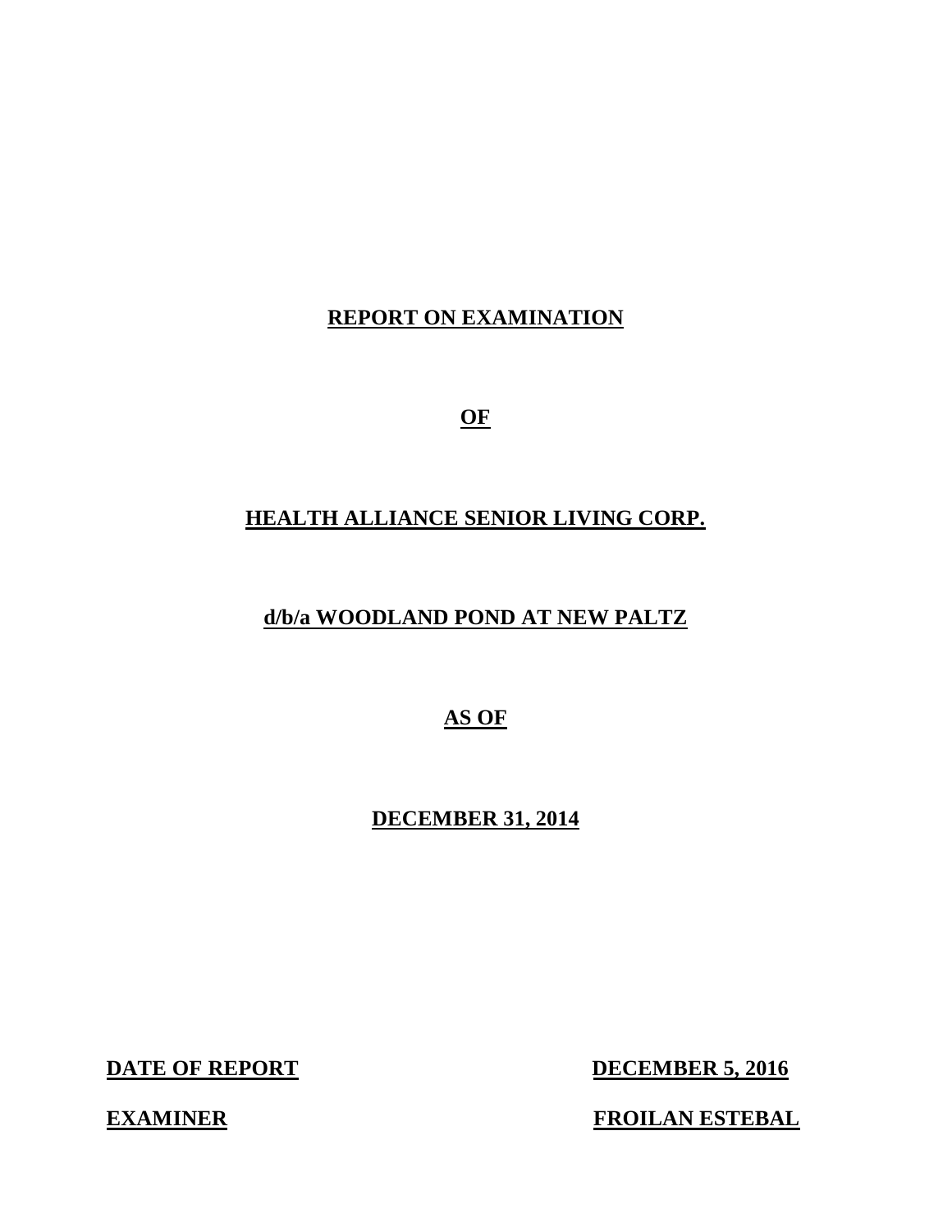# REPORT ON EXAMINATION

## OF

## HEALTH ALLIANCE SENIOR LIVING CORP.

## d/b/a WOODLAND POND AT NEW PALTZ

## AS OF

## DECEMBER 31, 2014

| | |
|---|---|
| **DATE OF REPORT** | **DECEMBER 5, 2016** |
| **EXAMINER** | **FROILAN ESTEBAL** |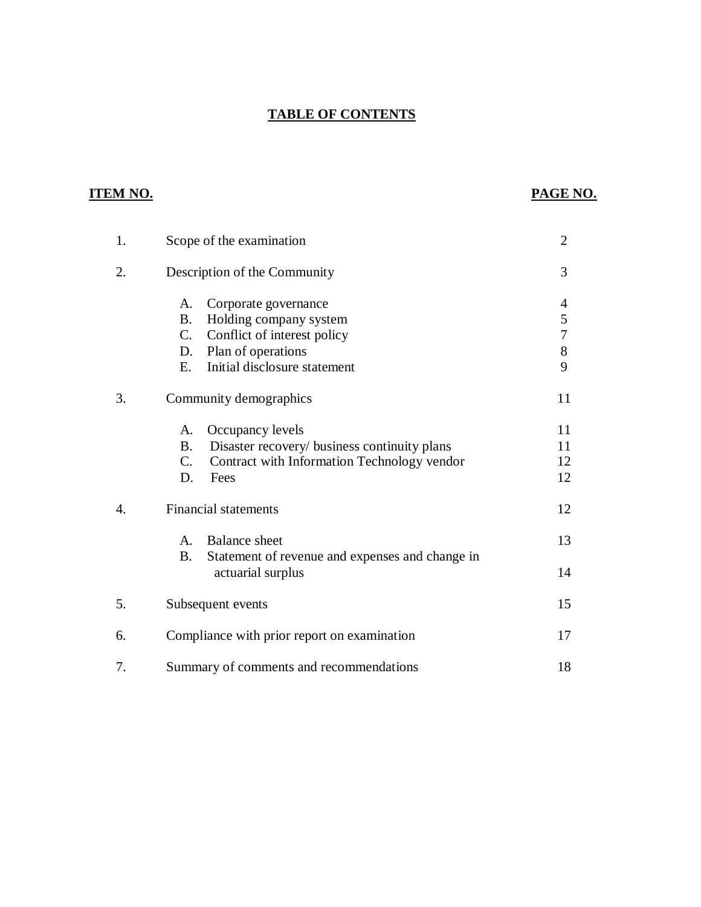# TABLE OF CONTENTS

| ITEM NO. | | PAGE NO. |
|---|---|---|
| 1. | Scope of the examination | 2 |
| 2. | Description of the Community | 3 |
| | A. Corporate governance | 4 |
| | B. Holding company system | 5 |
| | C. Conflict of interest policy | 7 |
| | D. Plan of operations | 8 |
| | E. Initial disclosure statement | 9 |
| 3. | Community demographics | 11 |
| | A. Occupancy levels | 11 |
| | B. Disaster recovery/ business continuity plans | 11 |
| | C. Contract with Information Technology vendor | 12 |
| | D. Fees | 12 |
| 4. | Financial statements | 12 |
| | A. Balance sheet | 13 |
| | B. Statement of revenue and expenses and change in actuarial surplus | 14 |
| 5. | Subsequent events | 15 |
| 6. | Compliance with prior report on examination | 17 |
| 7. | Summary of comments and recommendations | 18 |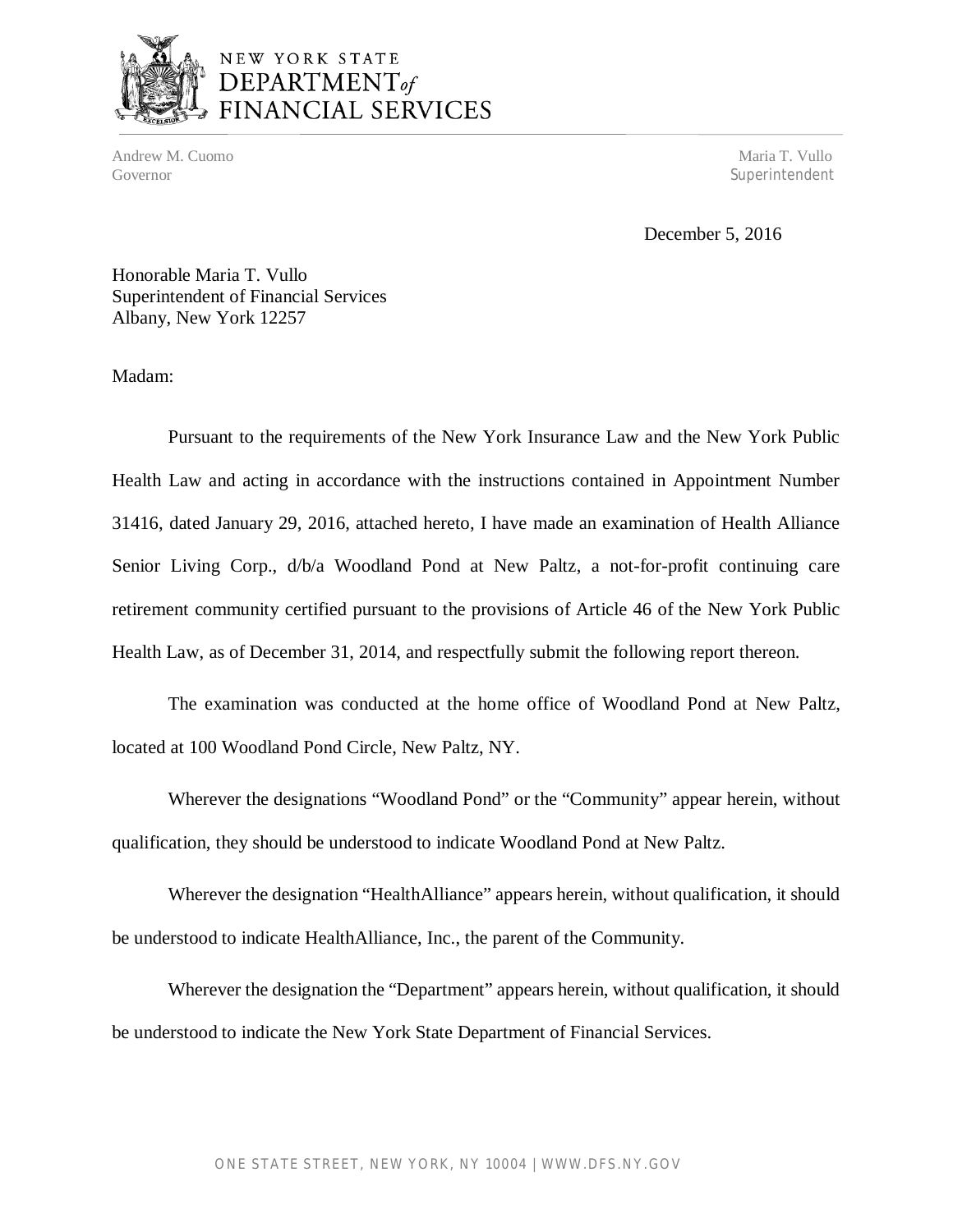NEW YORK STATE
DEPARTMENT of
FINANCIAL SERVICES

Andrew M. Cuomo
Governor

Maria T. Vullo
Superintendent

December 5, 2016

Honorable Maria T. Vullo
Superintendent of Financial Services
Albany, New York 12257

Madam:

Pursuant to the requirements of the New York Insurance Law and the New York Public Health Law and acting in accordance with the instructions contained in Appointment Number 31416, dated January 29, 2016, attached hereto, I have made an examination of Health Alliance Senior Living Corp., d/b/a Woodland Pond at New Paltz, a not-for-profit continuing care retirement community certified pursuant to the provisions of Article 46 of the New York Public Health Law, as of December 31, 2014, and respectfully submit the following report thereon.

The examination was conducted at the home office of Woodland Pond at New Paltz, located at 100 Woodland Pond Circle, New Paltz, NY.

Wherever the designations "Woodland Pond" or the "Community" appear herein, without qualification, they should be understood to indicate Woodland Pond at New Paltz.

Wherever the designation "HealthAlliance" appears herein, without qualification, it should be understood to indicate HealthAlliance, Inc., the parent of the Community.

Wherever the designation the "Department" appears herein, without qualification, it should be understood to indicate the New York State Department of Financial Services.

ONE STATE STREET, NEW YORK, NY 10004 | WWW.DFS.NY.GOV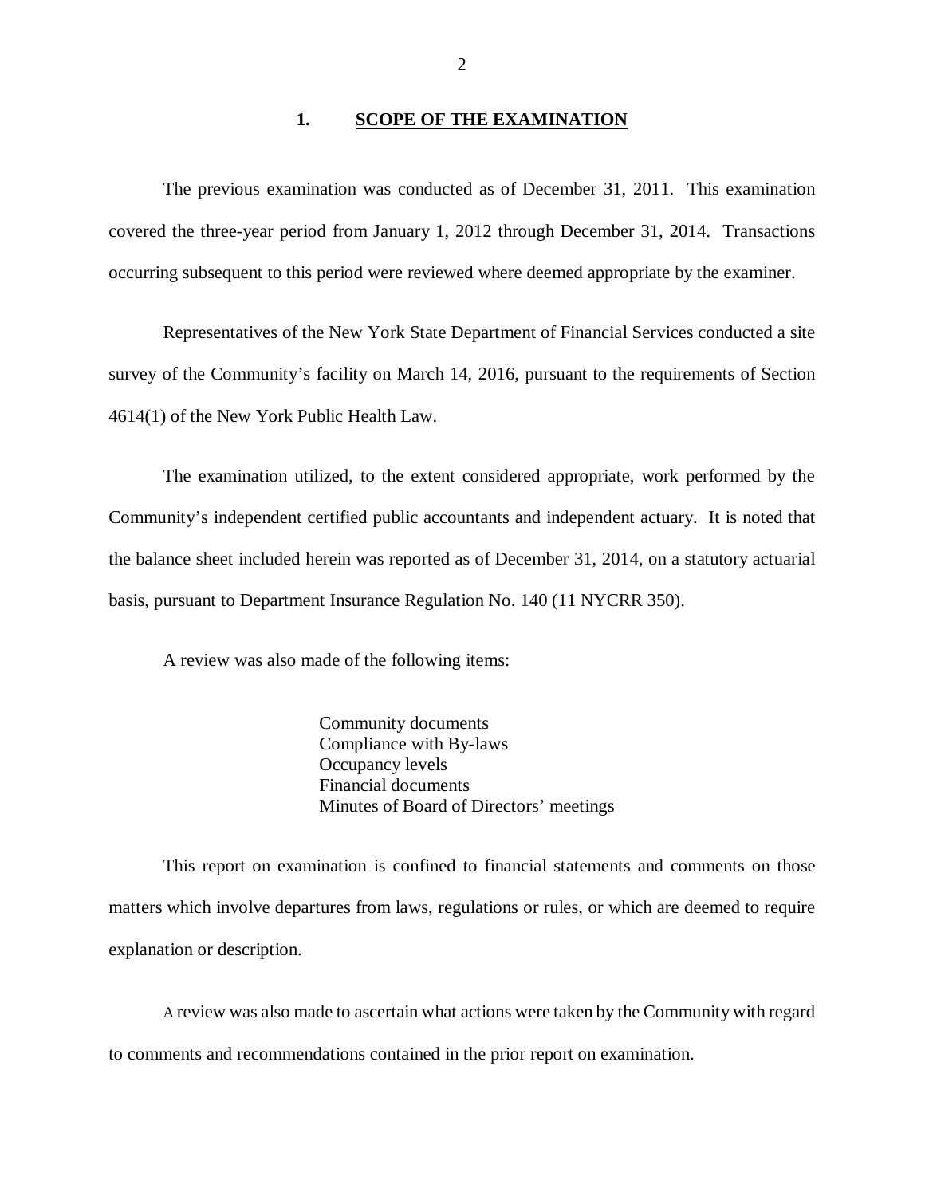## 1. SCOPE OF THE EXAMINATION

The previous examination was conducted as of December 31, 2011. This examination covered the three-year period from January 1, 2012 through December 31, 2014. Transactions occurring subsequent to this period were reviewed where deemed appropriate by the examiner.

Representatives of the New York State Department of Financial Services conducted a site survey of the Community's facility on March 14, 2016, pursuant to the requirements of Section 4614(1) of the New York Public Health Law.

The examination utilized, to the extent considered appropriate, work performed by the Community's independent certified public accountants and independent actuary. It is noted that the balance sheet included herein was reported as of December 31, 2014, on a statutory actuarial basis, pursuant to Department Insurance Regulation No. 140 (11 NYCRR 350).

A review was also made of the following items:

Community documents
Compliance with By-laws
Occupancy levels
Financial documents
Minutes of Board of Directors' meetings

This report on examination is confined to financial statements and comments on those matters which involve departures from laws, regulations or rules, or which are deemed to require explanation or description.

A review was also made to ascertain what actions were taken by the Community with regard to comments and recommendations contained in the prior report on examination.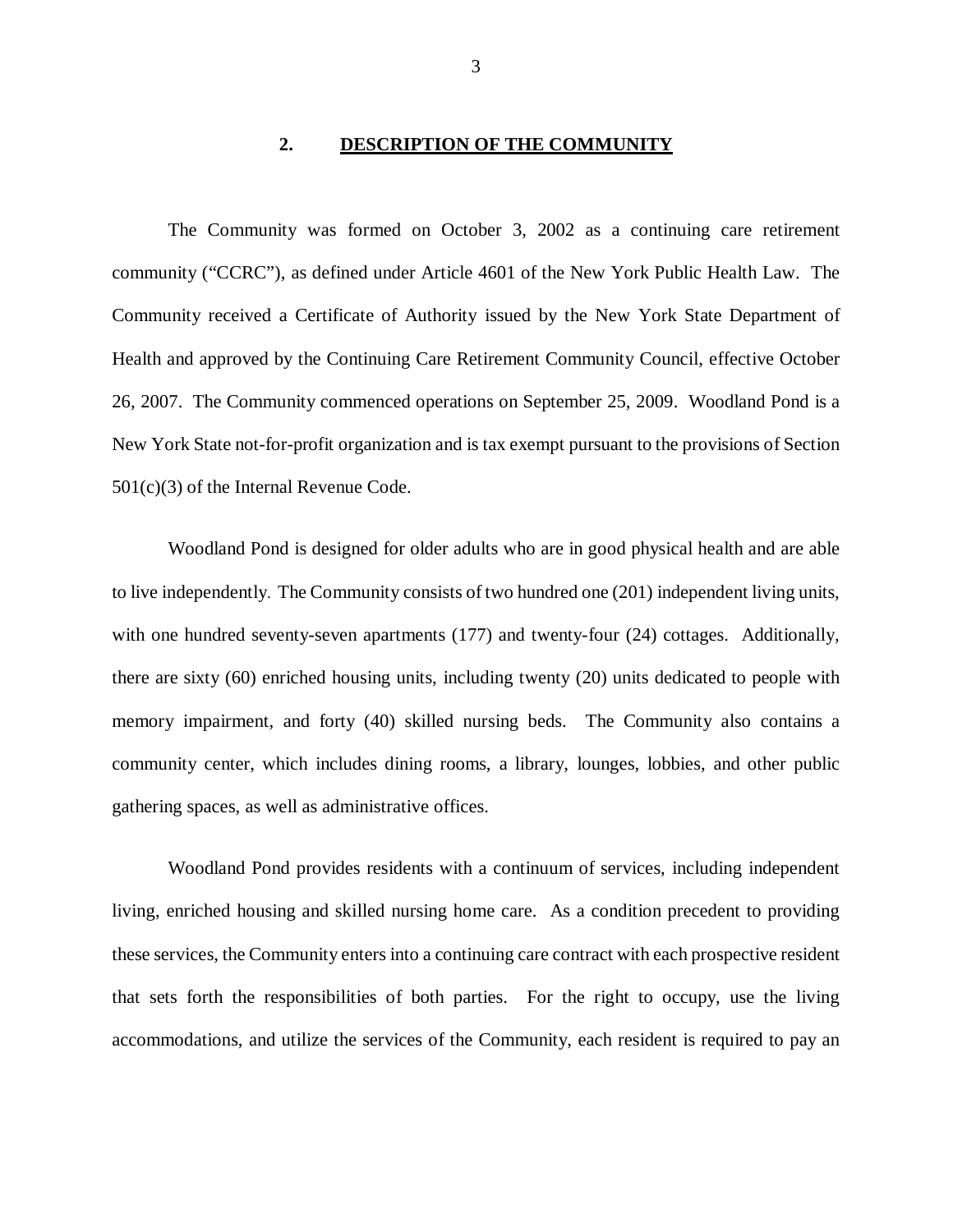## 2. DESCRIPTION OF THE COMMUNITY

The Community was formed on October 3, 2002 as a continuing care retirement community ("CCRC"), as defined under Article 4601 of the New York Public Health Law. The Community received a Certificate of Authority issued by the New York State Department of Health and approved by the Continuing Care Retirement Community Council, effective October 26, 2007. The Community commenced operations on September 25, 2009. Woodland Pond is a New York State not-for-profit organization and is tax exempt pursuant to the provisions of Section 501(c)(3) of the Internal Revenue Code.

Woodland Pond is designed for older adults who are in good physical health and are able to live independently. The Community consists of two hundred one (201) independent living units, with one hundred seventy-seven apartments (177) and twenty-four (24) cottages. Additionally, there are sixty (60) enriched housing units, including twenty (20) units dedicated to people with memory impairment, and forty (40) skilled nursing beds. The Community also contains a community center, which includes dining rooms, a library, lounges, lobbies, and other public gathering spaces, as well as administrative offices.

Woodland Pond provides residents with a continuum of services, including independent living, enriched housing and skilled nursing home care. As a condition precedent to providing these services, the Community enters into a continuing care contract with each prospective resident that sets forth the responsibilities of both parties. For the right to occupy, use the living accommodations, and utilize the services of the Community, each resident is required to pay an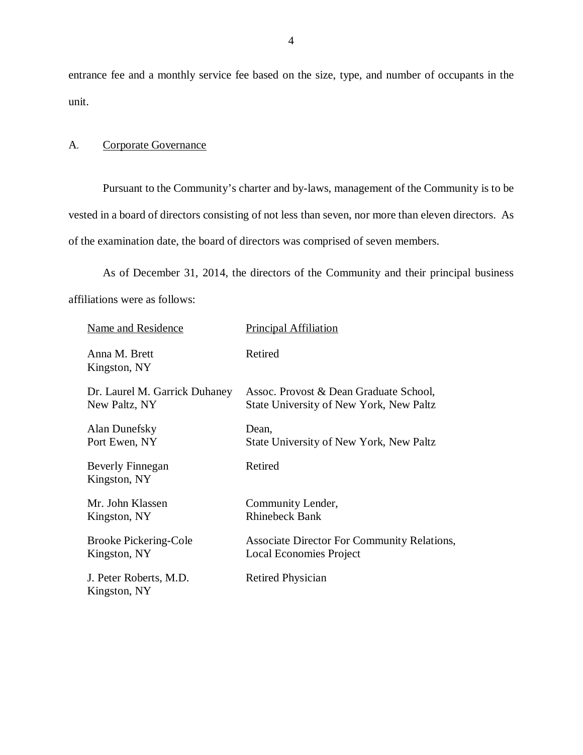entrance fee and a monthly service fee based on the size, type, and number of occupants in the unit.

## A. Corporate Governance

Pursuant to the Community's charter and by-laws, management of the Community is to be vested in a board of directors consisting of not less than seven, nor more than eleven directors. As of the examination date, the board of directors was comprised of seven members.

As of December 31, 2014, the directors of the Community and their principal business affiliations were as follows:

| Name and Residence | Principal Affiliation |
|---|---|
| Anna M. Brett<br>Kingston, NY | Retired |
| Dr. Laurel M. Garrick Duhaney<br>New Paltz, NY | Assoc. Provost & Dean Graduate School,<br>State University of New York, New Paltz |
| Alan Dunefsky<br>Port Ewen, NY | Dean,<br>State University of New York, New Paltz |
| Beverly Finnegan<br>Kingston, NY | Retired |
| Mr. John Klassen<br>Kingston, NY | Community Lender,<br>Rhinebeck Bank |
| Brooke Pickering-Cole<br>Kingston, NY | Associate Director For Community Relations,<br>Local Economies Project |
| J. Peter Roberts, M.D.<br>Kingston, NY | Retired Physician |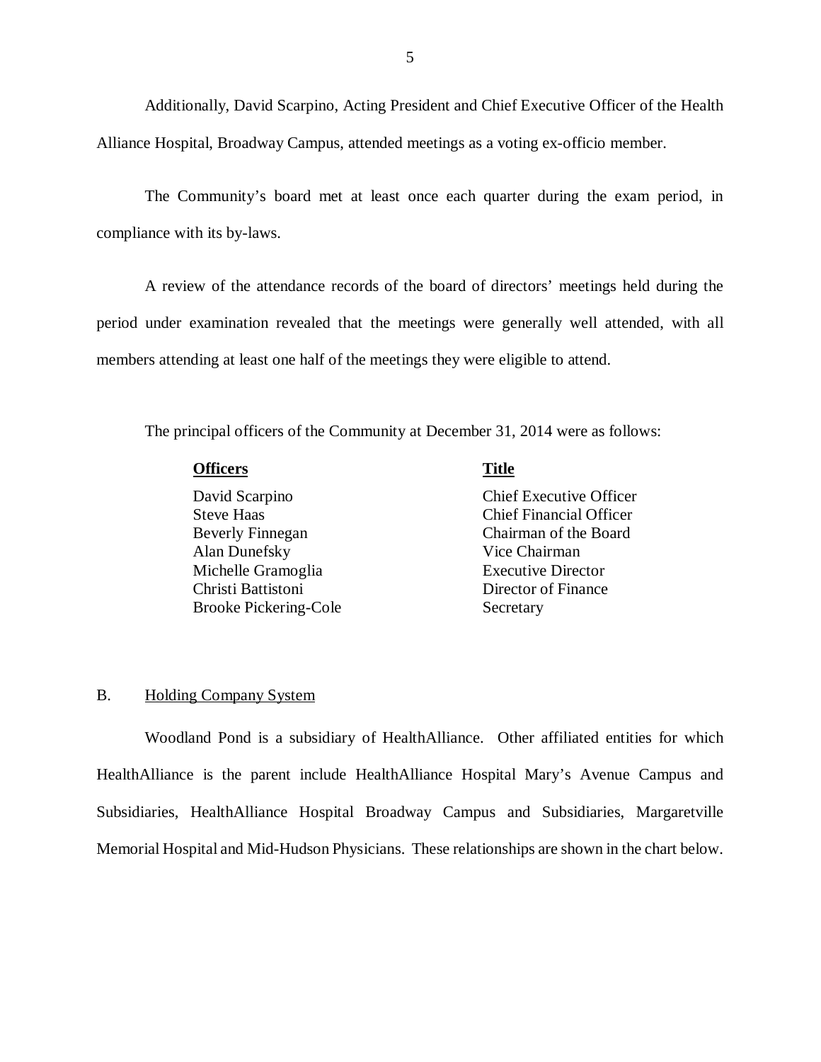Additionally, David Scarpino, Acting President and Chief Executive Officer of the Health Alliance Hospital, Broadway Campus, attended meetings as a voting ex-officio member.

The Community's board met at least once each quarter during the exam period, in compliance with its by-laws.

A review of the attendance records of the board of directors' meetings held during the period under examination revealed that the meetings were generally well attended, with all members attending at least one half of the meetings they were eligible to attend.

The principal officers of the Community at December 31, 2014 were as follows:

| Officers | Title |
|---|---|
| David Scarpino | Chief Executive Officer |
| Steve Haas | Chief Financial Officer |
| Beverly Finnegan | Chairman of the Board |
| Alan Dunefsky | Vice Chairman |
| Michelle Gramoglia | Executive Director |
| Christi Battistoni | Director of Finance |
| Brooke Pickering-Cole | Secretary |

## B. Holding Company System

Woodland Pond is a subsidiary of HealthAlliance. Other affiliated entities for which HealthAlliance is the parent include HealthAlliance Hospital Mary's Avenue Campus and Subsidiaries, HealthAlliance Hospital Broadway Campus and Subsidiaries, Margaretville Memorial Hospital and Mid-Hudson Physicians. These relationships are shown in the chart below.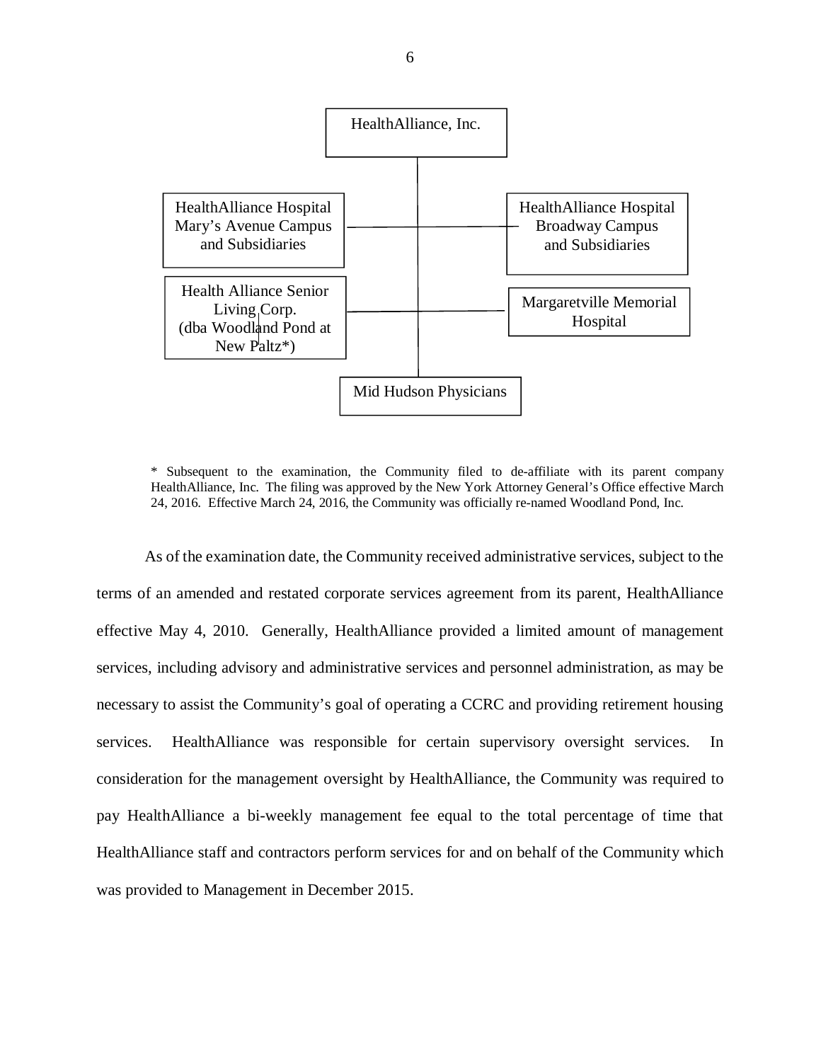HealthAlliance, Inc.

- HealthAlliance Hospital Mary's Avenue Campus and Subsidiaries
- HealthAlliance Hospital Broadway Campus and Subsidiaries
- Health Alliance Senior Living Corp. (dba Woodland Pond at New Paltz*)
- Margaretville Memorial Hospital
- Mid Hudson Physicians

\* Subsequent to the examination, the Community filed to de-affiliate with its parent company HealthAlliance, Inc. The filing was approved by the New York Attorney General's Office effective March 24, 2016. Effective March 24, 2016, the Community was officially re-named Woodland Pond, Inc.

As of the examination date, the Community received administrative services, subject to the terms of an amended and restated corporate services agreement from its parent, HealthAlliance effective May 4, 2010. Generally, HealthAlliance provided a limited amount of management services, including advisory and administrative services and personnel administration, as may be necessary to assist the Community's goal of operating a CCRC and providing retirement housing services. HealthAlliance was responsible for certain supervisory oversight services. In consideration for the management oversight by HealthAlliance, the Community was required to pay HealthAlliance a bi-weekly management fee equal to the total percentage of time that HealthAlliance staff and contractors perform services for and on behalf of the Community which was provided to Management in December 2015.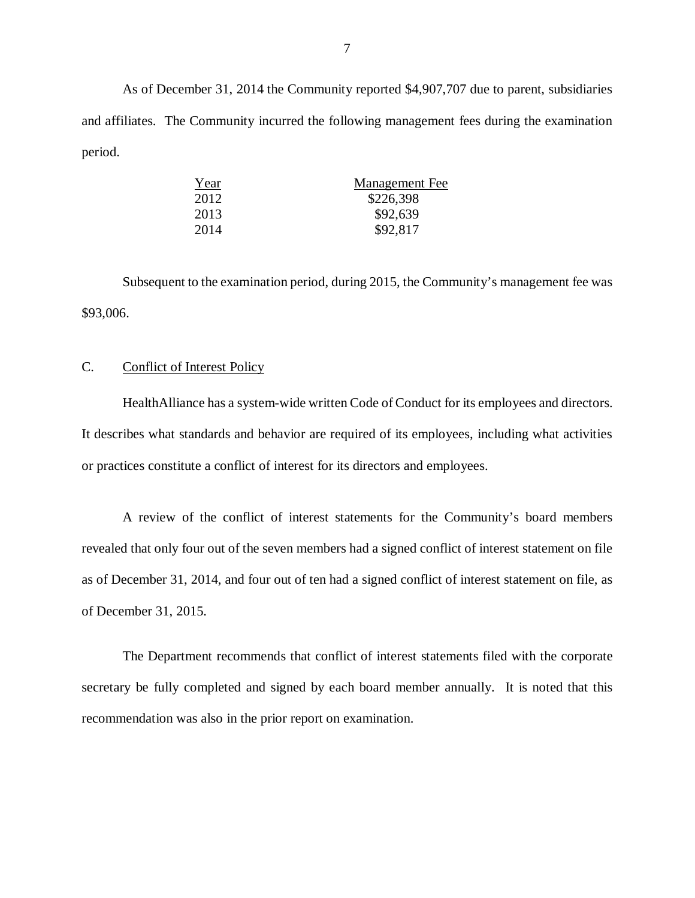As of December 31, 2014 the Community reported $4,907,707 due to parent, subsidiaries and affiliates. The Community incurred the following management fees during the examination period.

| Year | Management Fee |
|---|---|
| 2012 | $226,398 |
| 2013 | $92,639 |
| 2014 | $92,817 |

Subsequent to the examination period, during 2015, the Community's management fee was $93,006.

## C. Conflict of Interest Policy

HealthAlliance has a system-wide written Code of Conduct for its employees and directors. It describes what standards and behavior are required of its employees, including what activities or practices constitute a conflict of interest for its directors and employees.

A review of the conflict of interest statements for the Community's board members revealed that only four out of the seven members had a signed conflict of interest statement on file as of December 31, 2014, and four out of ten had a signed conflict of interest statement on file, as of December 31, 2015.

The Department recommends that conflict of interest statements filed with the corporate secretary be fully completed and signed by each board member annually. It is noted that this recommendation was also in the prior report on examination.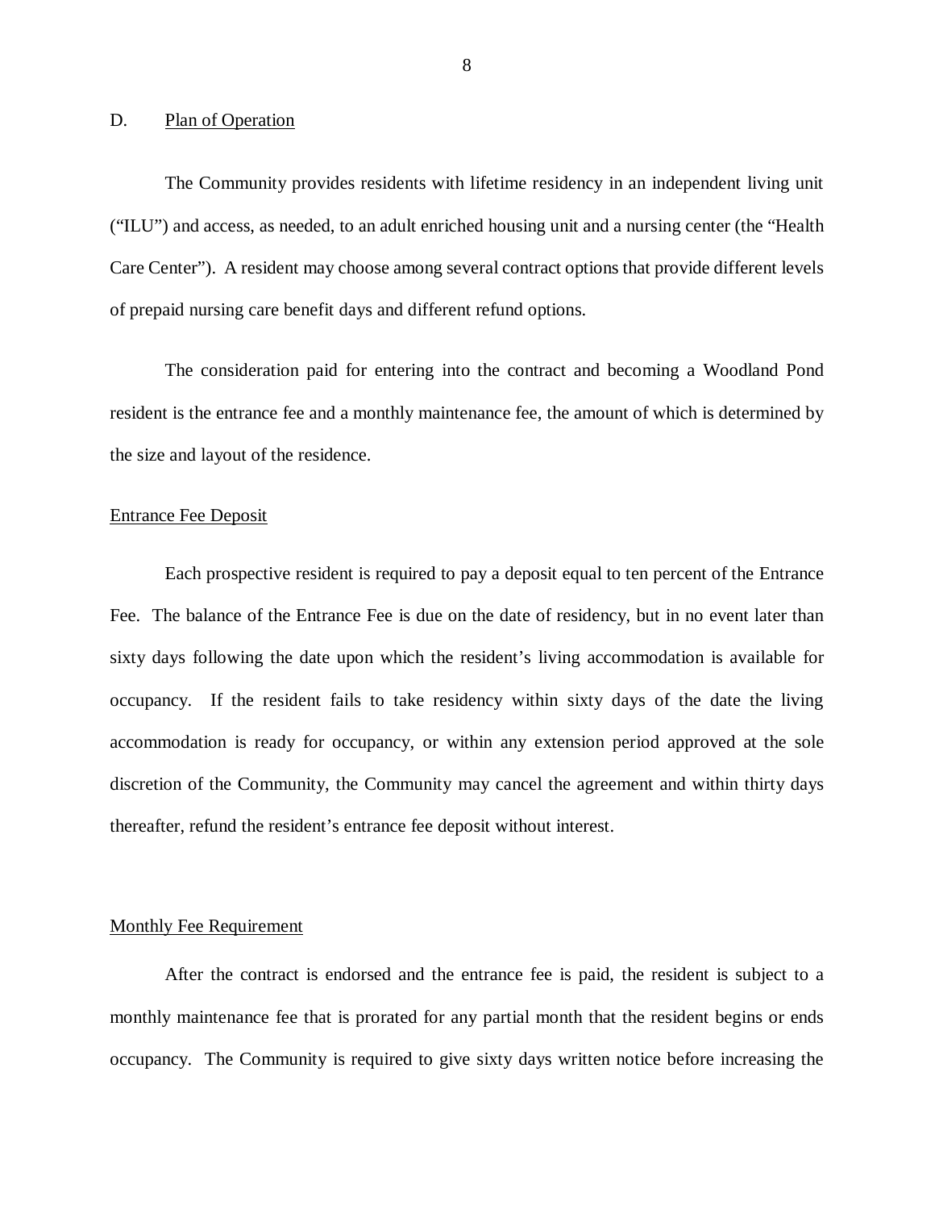D. Plan of Operation

The Community provides residents with lifetime residency in an independent living unit ("ILU") and access, as needed, to an adult enriched housing unit and a nursing center (the "Health Care Center"). A resident may choose among several contract options that provide different levels of prepaid nursing care benefit days and different refund options.

The consideration paid for entering into the contract and becoming a Woodland Pond resident is the entrance fee and a monthly maintenance fee, the amount of which is determined by the size and layout of the residence.

Entrance Fee Deposit

Each prospective resident is required to pay a deposit equal to ten percent of the Entrance Fee. The balance of the Entrance Fee is due on the date of residency, but in no event later than sixty days following the date upon which the resident's living accommodation is available for occupancy. If the resident fails to take residency within sixty days of the date the living accommodation is ready for occupancy, or within any extension period approved at the sole discretion of the Community, the Community may cancel the agreement and within thirty days thereafter, refund the resident's entrance fee deposit without interest.

Monthly Fee Requirement

After the contract is endorsed and the entrance fee is paid, the resident is subject to a monthly maintenance fee that is prorated for any partial month that the resident begins or ends occupancy. The Community is required to give sixty days written notice before increasing the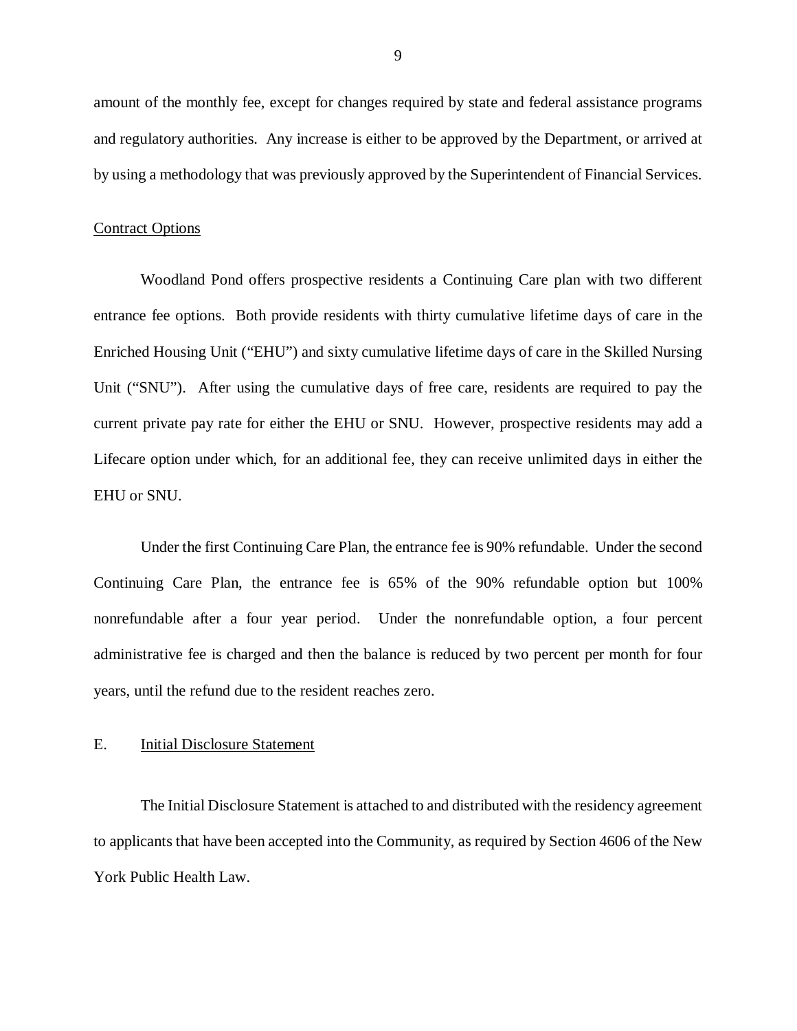amount of the monthly fee, except for changes required by state and federal assistance programs and regulatory authorities. Any increase is either to be approved by the Department, or arrived at by using a methodology that was previously approved by the Superintendent of Financial Services.

Contract Options

Woodland Pond offers prospective residents a Continuing Care plan with two different entrance fee options. Both provide residents with thirty cumulative lifetime days of care in the Enriched Housing Unit ("EHU") and sixty cumulative lifetime days of care in the Skilled Nursing Unit ("SNU"). After using the cumulative days of free care, residents are required to pay the current private pay rate for either the EHU or SNU. However, prospective residents may add a Lifecare option under which, for an additional fee, they can receive unlimited days in either the EHU or SNU.

Under the first Continuing Care Plan, the entrance fee is 90% refundable. Under the second Continuing Care Plan, the entrance fee is 65% of the 90% refundable option but 100% nonrefundable after a four year period. Under the nonrefundable option, a four percent administrative fee is charged and then the balance is reduced by two percent per month for four years, until the refund due to the resident reaches zero.

## E. Initial Disclosure Statement

The Initial Disclosure Statement is attached to and distributed with the residency agreement to applicants that have been accepted into the Community, as required by Section 4606 of the New York Public Health Law.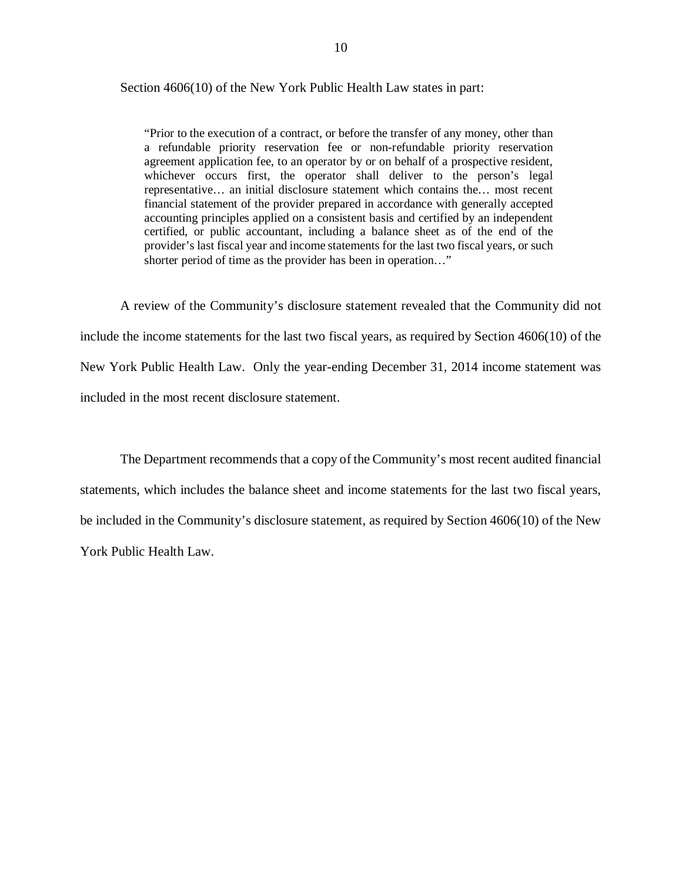Section 4606(10) of the New York Public Health Law states in part:

> "Prior to the execution of a contract, or before the transfer of any money, other than a refundable priority reservation fee or non-refundable priority reservation agreement application fee, to an operator by or on behalf of a prospective resident, whichever occurs first, the operator shall deliver to the person's legal representative… an initial disclosure statement which contains the… most recent financial statement of the provider prepared in accordance with generally accepted accounting principles applied on a consistent basis and certified by an independent certified, or public accountant, including a balance sheet as of the end of the provider's last fiscal year and income statements for the last two fiscal years, or such shorter period of time as the provider has been in operation…"

A review of the Community's disclosure statement revealed that the Community did not include the income statements for the last two fiscal years, as required by Section 4606(10) of the New York Public Health Law. Only the year-ending December 31, 2014 income statement was included in the most recent disclosure statement.

The Department recommends that a copy of the Community's most recent audited financial statements, which includes the balance sheet and income statements for the last two fiscal years, be included in the Community's disclosure statement, as required by Section 4606(10) of the New York Public Health Law.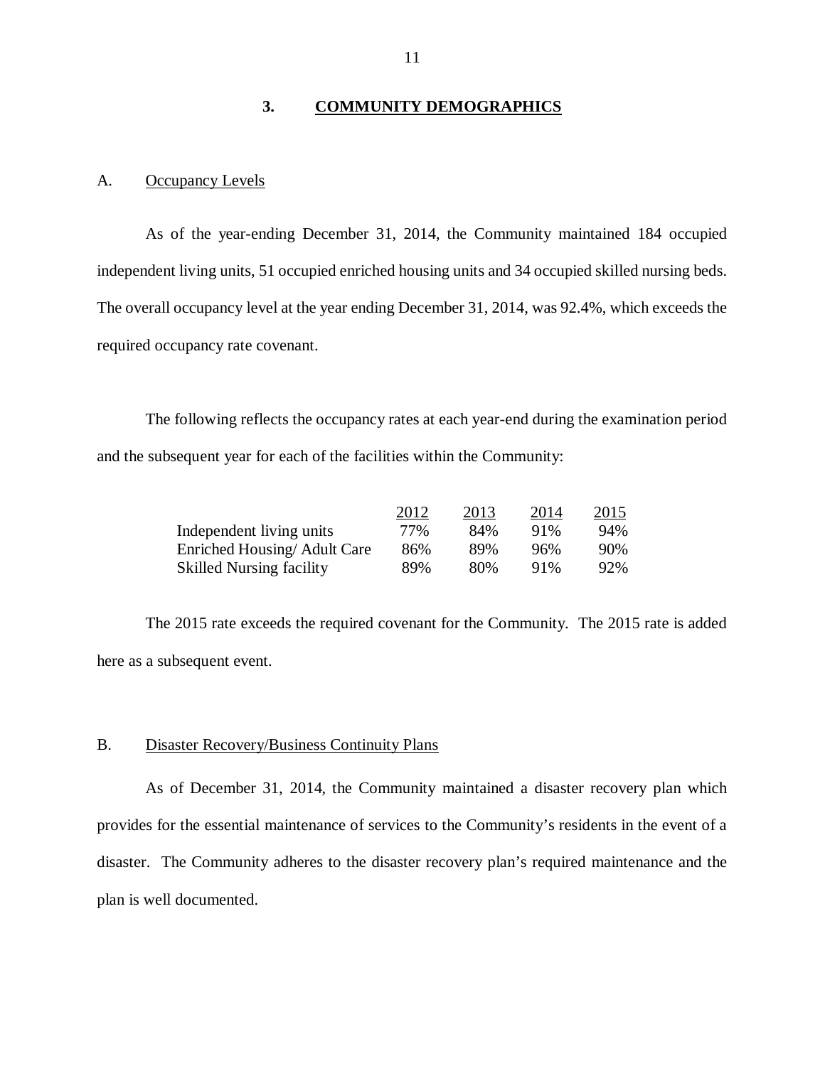## 3. COMMUNITY DEMOGRAPHICS

### A. Occupancy Levels

As of the year-ending December 31, 2014, the Community maintained 184 occupied independent living units, 51 occupied enriched housing units and 34 occupied skilled nursing beds. The overall occupancy level at the year ending December 31, 2014, was 92.4%, which exceeds the required occupancy rate covenant.

The following reflects the occupancy rates at each year-end during the examination period and the subsequent year for each of the facilities within the Community:

| | 2012 | 2013 | 2014 | 2015 |
|---|---|---|---|---|
| Independent living units | 77% | 84% | 91% | 94% |
| Enriched Housing/ Adult Care | 86% | 89% | 96% | 90% |
| Skilled Nursing facility | 89% | 80% | 91% | 92% |

The 2015 rate exceeds the required covenant for the Community. The 2015 rate is added here as a subsequent event.

### B. Disaster Recovery/Business Continuity Plans

As of December 31, 2014, the Community maintained a disaster recovery plan which provides for the essential maintenance of services to the Community's residents in the event of a disaster. The Community adheres to the disaster recovery plan's required maintenance and the plan is well documented.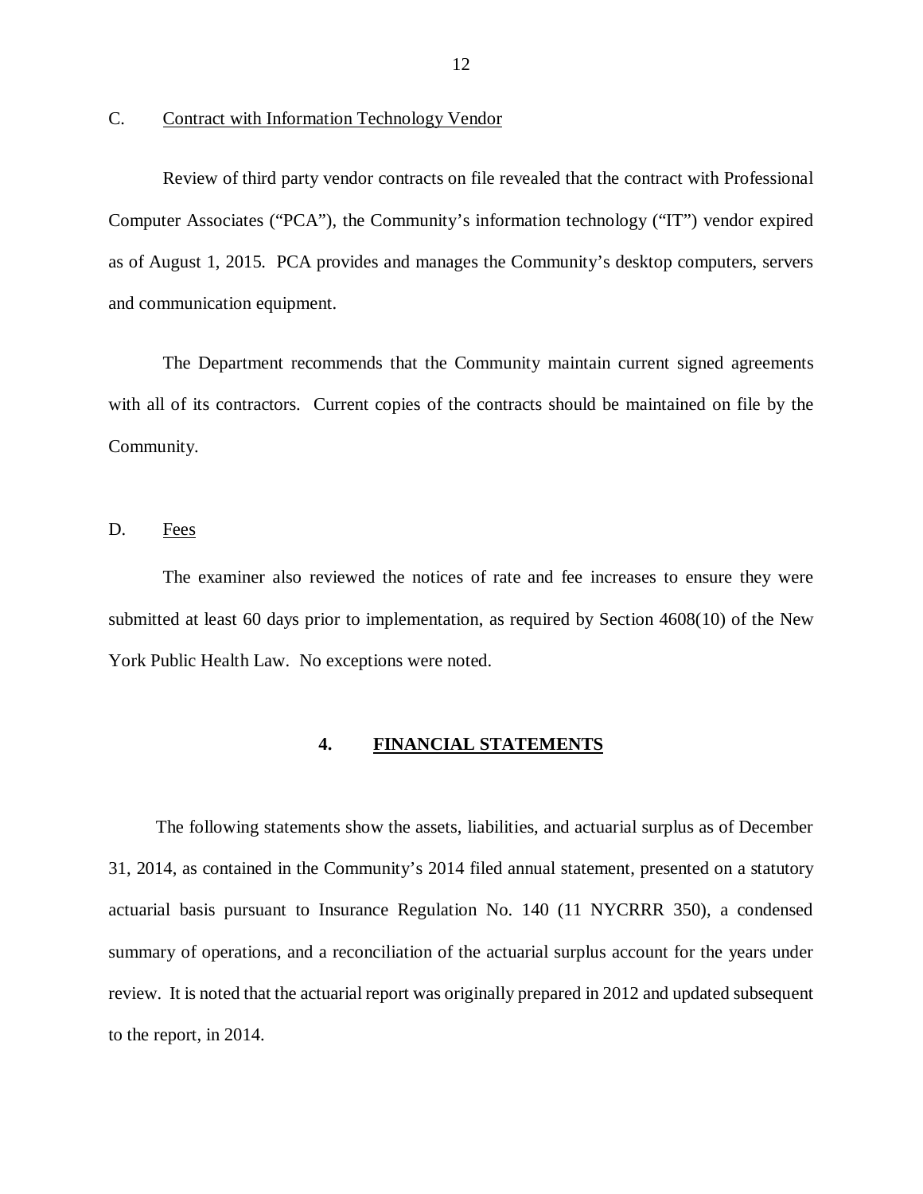C. Contract with Information Technology Vendor

Review of third party vendor contracts on file revealed that the contract with Professional Computer Associates ("PCA"), the Community's information technology ("IT") vendor expired as of August 1, 2015. PCA provides and manages the Community's desktop computers, servers and communication equipment.

The Department recommends that the Community maintain current signed agreements with all of its contractors. Current copies of the contracts should be maintained on file by the Community.

D. Fees

The examiner also reviewed the notices of rate and fee increases to ensure they were submitted at least 60 days prior to implementation, as required by Section 4608(10) of the New York Public Health Law. No exceptions were noted.

## 4. FINANCIAL STATEMENTS

The following statements show the assets, liabilities, and actuarial surplus as of December 31, 2014, as contained in the Community's 2014 filed annual statement, presented on a statutory actuarial basis pursuant to Insurance Regulation No. 140 (11 NYCRRR 350), a condensed summary of operations, and a reconciliation of the actuarial surplus account for the years under review. It is noted that the actuarial report was originally prepared in 2012 and updated subsequent to the report, in 2014.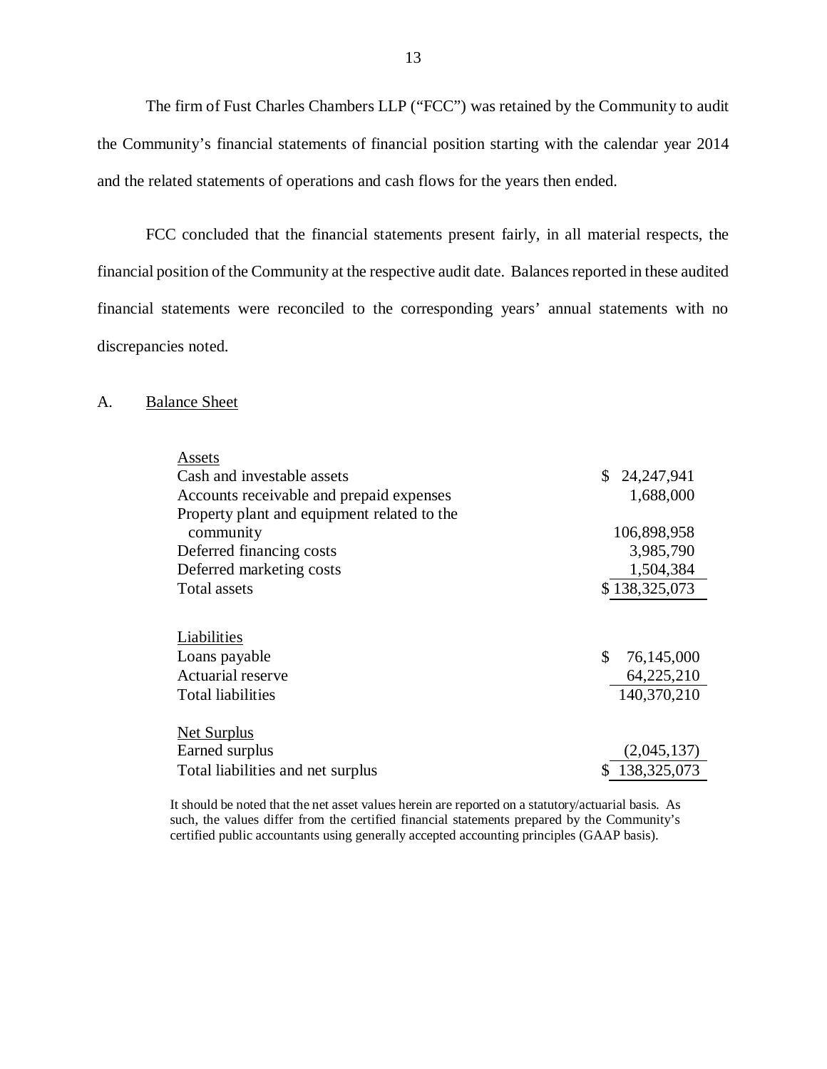The firm of Fust Charles Chambers LLP ("FCC") was retained by the Community to audit the Community's financial statements of financial position starting with the calendar year 2014 and the related statements of operations and cash flows for the years then ended.

FCC concluded that the financial statements present fairly, in all material respects, the financial position of the Community at the respective audit date. Balances reported in these audited financial statements were reconciled to the corresponding years' annual statements with no discrepancies noted.

## A. Balance Sheet

| | |
|---|---|
| Assets | |
| Cash and investable assets | $ 24,247,941 |
| Accounts receivable and prepaid expenses | 1,688,000 |
| Property plant and equipment related to the community | 106,898,958 |
| Deferred financing costs | 3,985,790 |
| Deferred marketing costs | 1,504,384 |
| Total assets | $ 138,325,073 |
| | |
| Liabilities | |
| Loans payable | $ 76,145,000 |
| Actuarial reserve | 64,225,210 |
| Total liabilities | 140,370,210 |
| | |
| Net Surplus | |
| Earned surplus | (2,045,137) |
| Total liabilities and net surplus | $ 138,325,073 |

It should be noted that the net asset values herein are reported on a statutory/actuarial basis. As such, the values differ from the certified financial statements prepared by the Community's certified public accountants using generally accepted accounting principles (GAAP basis).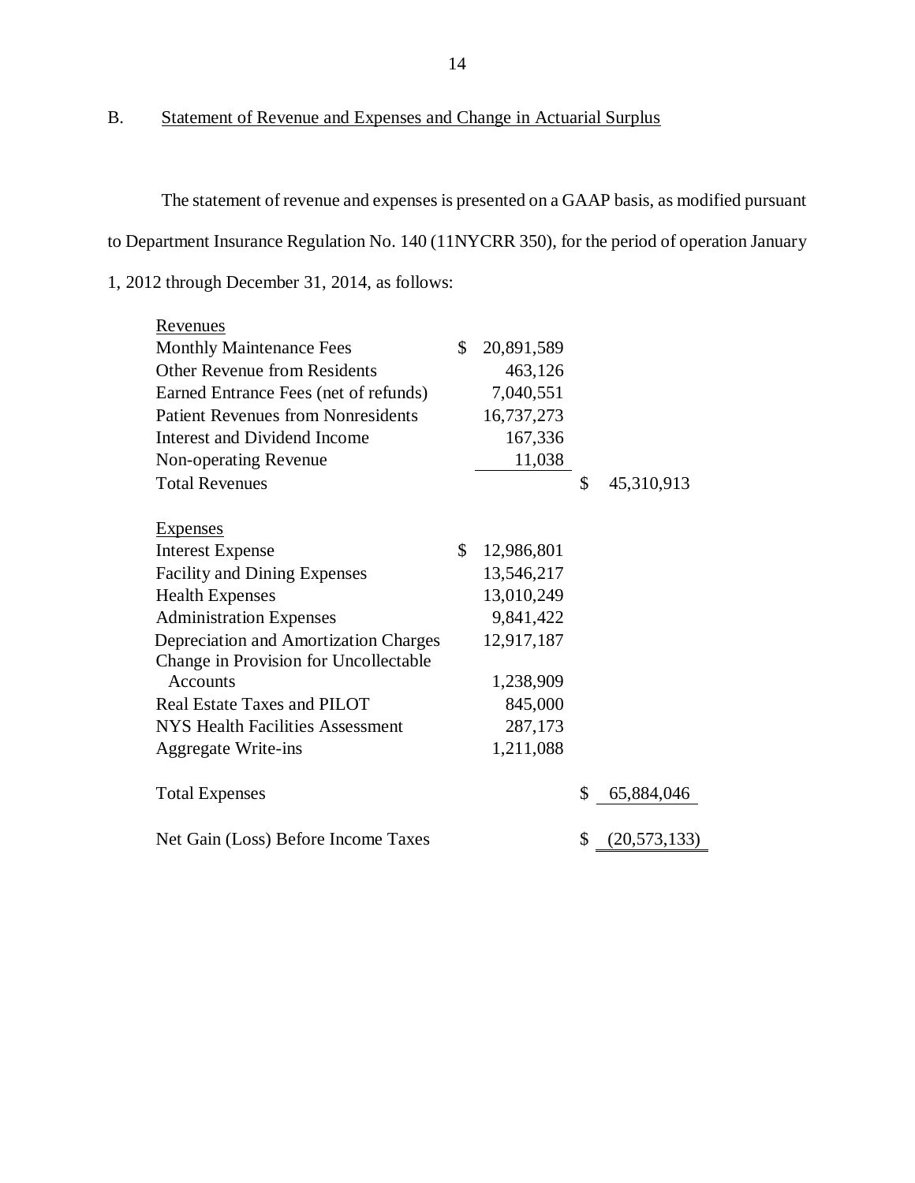## B. Statement of Revenue and Expenses and Change in Actuarial Surplus

The statement of revenue and expenses is presented on a GAAP basis, as modified pursuant to Department Insurance Regulation No. 140 (11NYCRR 350), for the period of operation January 1, 2012 through December 31, 2014, as follows:

| | | |
|---|---|---|
| Revenues | | |
| Monthly Maintenance Fees | $ 20,891,589 | |
| Other Revenue from Residents | 463,126 | |
| Earned Entrance Fees (net of refunds) | 7,040,551 | |
| Patient Revenues from Nonresidents | 16,737,273 | |
| Interest and Dividend Income | 167,336 | |
| Non-operating Revenue | 11,038 | |
| Total Revenues | | $ 45,310,913 |
| | | |
| Expenses | | |
| Interest Expense | $ 12,986,801 | |
| Facility and Dining Expenses | 13,546,217 | |
| Health Expenses | 13,010,249 | |
| Administration Expenses | 9,841,422 | |
| Depreciation and Amortization Charges | 12,917,187 | |
| Change in Provision for Uncollectable Accounts | 1,238,909 | |
| Real Estate Taxes and PILOT | 845,000 | |
| NYS Health Facilities Assessment | 287,173 | |
| Aggregate Write-ins | 1,211,088 | |
| | | |
| Total Expenses | | $ 65,884,046 |
| | | |
| Net Gain (Loss) Before Income Taxes | | $ (20,573,133) |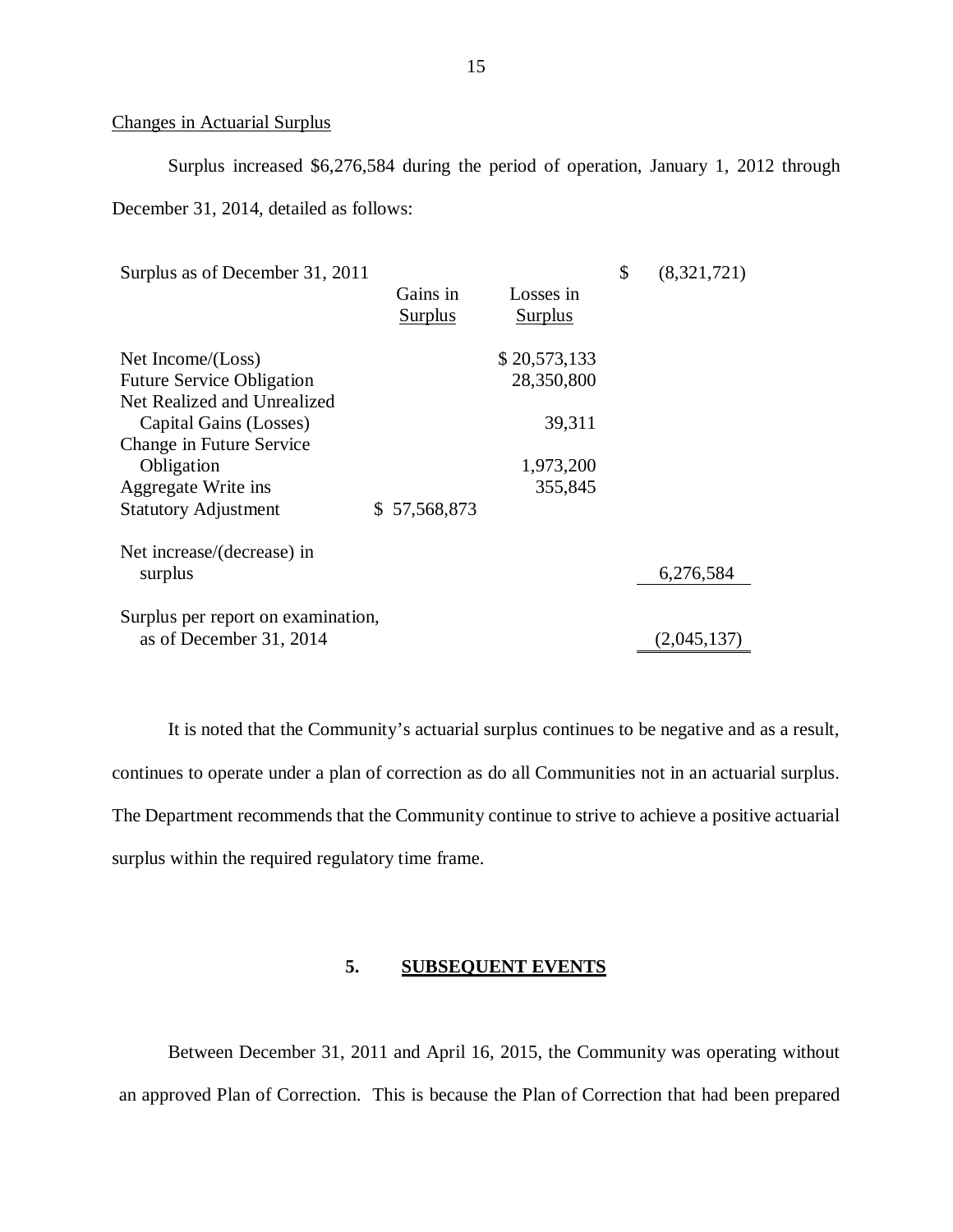Changes in Actuarial Surplus

Surplus increased $6,276,584 during the period of operation, January 1, 2012 through December 31, 2014, detailed as follows:

| | Gains in Surplus | Losses in Surplus | |
|---|---|---|---|
| Surplus as of December 31, 2011 | | | $ (8,321,721) |
| Net Income/(Loss) | | $ 20,573,133 | |
| Future Service Obligation | | 28,350,800 | |
| Net Realized and Unrealized Capital Gains (Losses) | | 39,311 | |
| Change in Future Service Obligation | | 1,973,200 | |
| Aggregate Write ins | | 355,845 | |
| Statutory Adjustment | $ 57,568,873 | | |
| Net increase/(decrease) in surplus | | | 6,276,584 |
| Surplus per report on examination, as of December 31, 2014 | | | (2,045,137) |

It is noted that the Community's actuarial surplus continues to be negative and as a result, continues to operate under a plan of correction as do all Communities not in an actuarial surplus. The Department recommends that the Community continue to strive to achieve a positive actuarial surplus within the required regulatory time frame.

## 5. SUBSEQUENT EVENTS

Between December 31, 2011 and April 16, 2015, the Community was operating without an approved Plan of Correction. This is because the Plan of Correction that had been prepared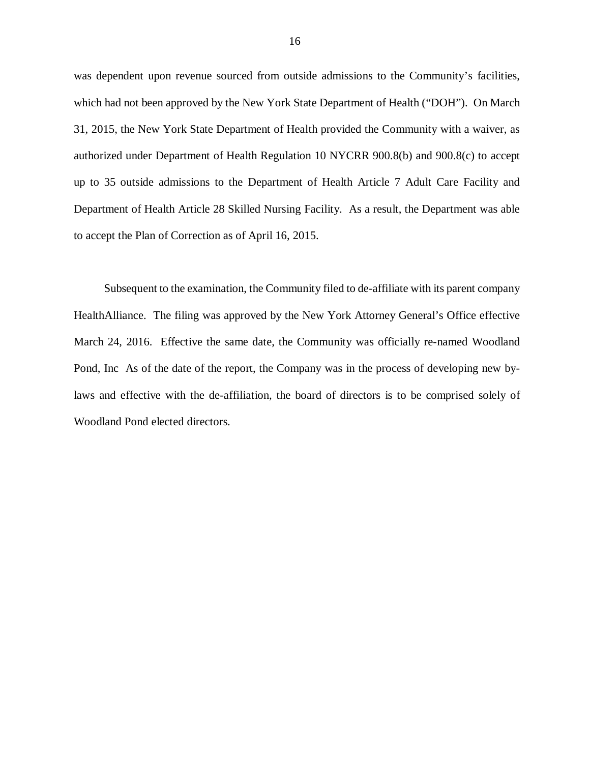was dependent upon revenue sourced from outside admissions to the Community's facilities, which had not been approved by the New York State Department of Health ("DOH"). On March 31, 2015, the New York State Department of Health provided the Community with a waiver, as authorized under Department of Health Regulation 10 NYCRR 900.8(b) and 900.8(c) to accept up to 35 outside admissions to the Department of Health Article 7 Adult Care Facility and Department of Health Article 28 Skilled Nursing Facility. As a result, the Department was able to accept the Plan of Correction as of April 16, 2015.

Subsequent to the examination, the Community filed to de-affiliate with its parent company HealthAlliance. The filing was approved by the New York Attorney General's Office effective March 24, 2016. Effective the same date, the Community was officially re-named Woodland Pond, Inc As of the date of the report, the Company was in the process of developing new by-laws and effective with the de-affiliation, the board of directors is to be comprised solely of Woodland Pond elected directors.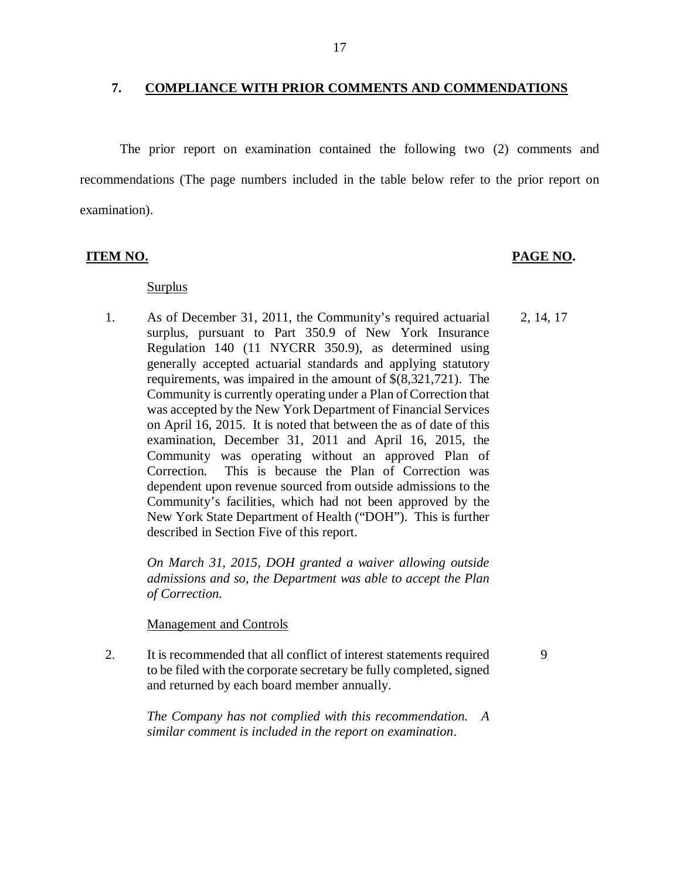## 7. COMPLIANCE WITH PRIOR COMMENTS AND COMMENDATIONS

The prior report on examination contained the following two (2) comments and recommendations (The page numbers included in the table below refer to the prior report on examination).

| ITEM NO. | | PAGE NO. |
|---|---|---|
| | Surplus | |
| 1. | As of December 31, 2011, the Community's required actuarial surplus, pursuant to Part 350.9 of New York Insurance Regulation 140 (11 NYCRR 350.9), as determined using generally accepted actuarial standards and applying statutory requirements, was impaired in the amount of $(8,321,721). The Community is currently operating under a Plan of Correction that was accepted by the New York Department of Financial Services on April 16, 2015. It is noted that between the as of date of this examination, December 31, 2011 and April 16, 2015, the Community was operating without an approved Plan of Correction. This is because the Plan of Correction was dependent upon revenue sourced from outside admissions to the Community's facilities, which had not been approved by the New York State Department of Health ("DOH"). This is further described in Section Five of this report. <br><br> *On March 31, 2015, DOH granted a waiver allowing outside admissions and so, the Department was able to accept the Plan of Correction.* | 2, 14, 17 |
| | Management and Controls | |
| 2. | It is recommended that all conflict of interest statements required to be filed with the corporate secretary be fully completed, signed and returned by each board member annually. <br><br> *The Company has not complied with this recommendation. A similar comment is included in the report on examination.* | 9 |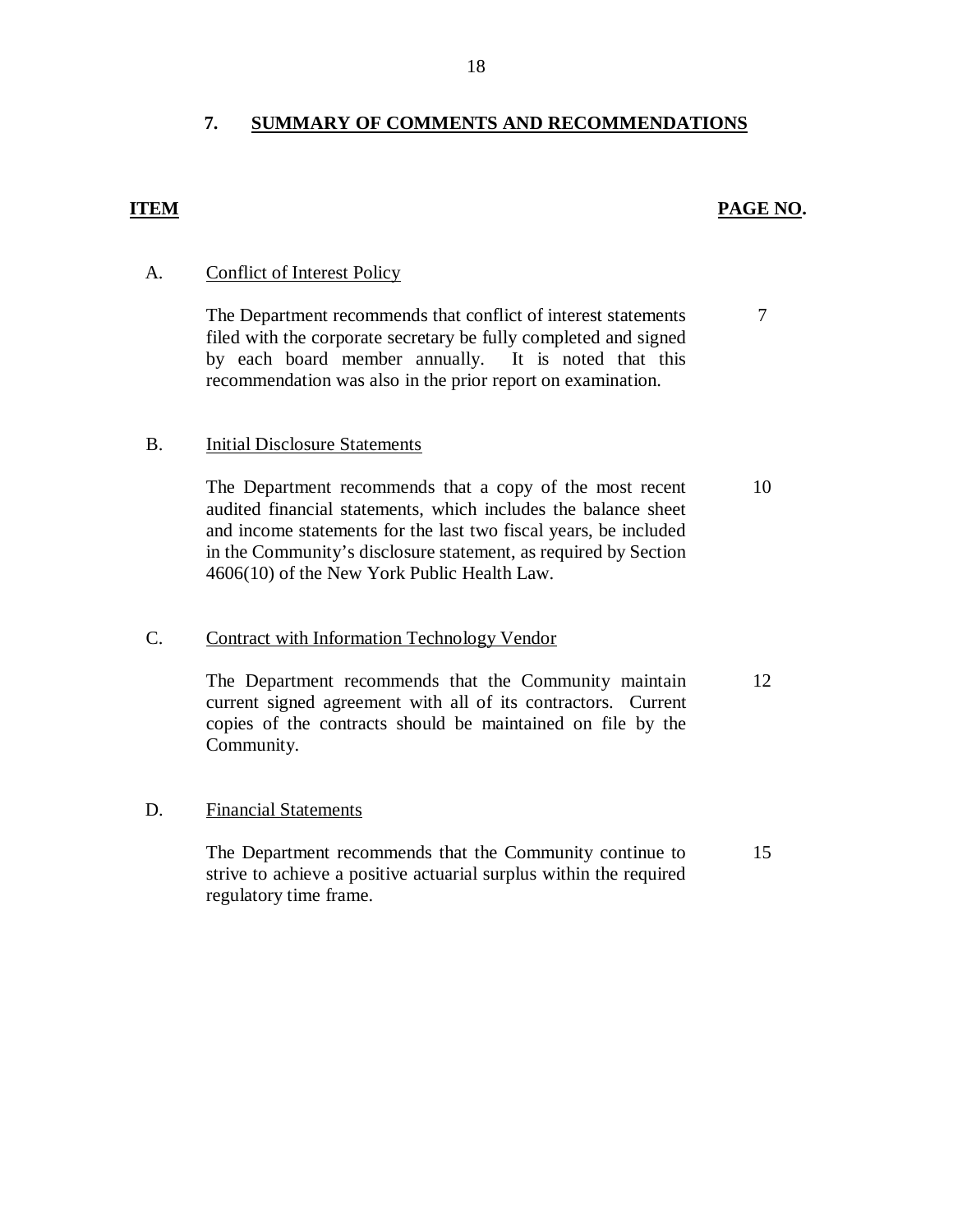## 7. SUMMARY OF COMMENTS AND RECOMMENDATIONS

| ITEM | | PAGE NO. |
|---|---|---|
| A. | Conflict of Interest Policy | |
| | The Department recommends that conflict of interest statements filed with the corporate secretary be fully completed and signed by each board member annually. It is noted that this recommendation was also in the prior report on examination. | 7 |
| B. | Initial Disclosure Statements | |
| | The Department recommends that a copy of the most recent audited financial statements, which includes the balance sheet and income statements for the last two fiscal years, be included in the Community's disclosure statement, as required by Section 4606(10) of the New York Public Health Law. | 10 |
| C. | Contract with Information Technology Vendor | |
| | The Department recommends that the Community maintain current signed agreement with all of its contractors. Current copies of the contracts should be maintained on file by the Community. | 12 |
| D. | Financial Statements | |
| | The Department recommends that the Community continue to strive to achieve a positive actuarial surplus within the required regulatory time frame. | 15 |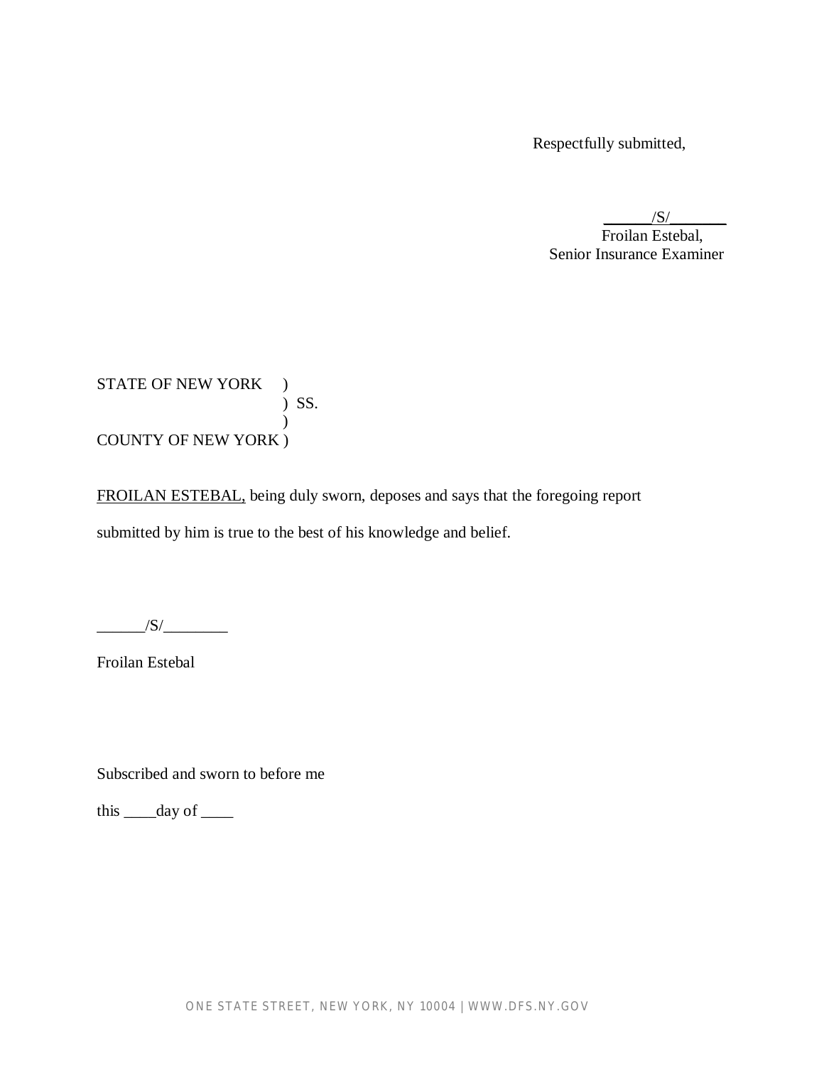Respectfully submitted,

______/S/_______
Froilan Estebal,
Senior Insurance Examiner

STATE OF NEW YORK )
) SS.
)
COUNTY OF NEW YORK )

FROILAN ESTEBAL, being duly sworn, deposes and says that the foregoing report submitted by him is true to the best of his knowledge and belief.

______/S/________

Froilan Estebal

Subscribed and sworn to before me

this ____day of ____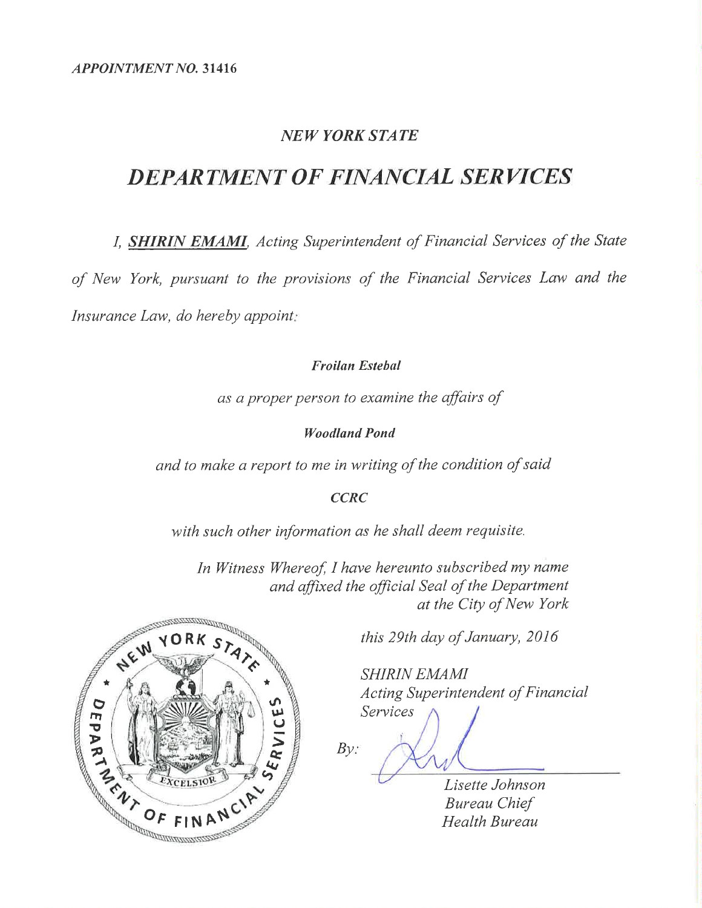*APPOINTMENT NO.* **31416**

### *NEW YORK STATE*

# *DEPARTMENT OF FINANCIAL SERVICES*

*I,* ***SHIRIN EMAMI****, Acting Superintendent of Financial Services of the State of New York, pursuant to the provisions of the Financial Services Law and the Insurance Law, do hereby appoint:*

***Froilan Estebal***

*as a proper person to examine the affairs of*

***Woodland Pond***

*and to make a report to me in writing of the condition of said*

***CCRC***

*with such other information as he shall deem requisite.*

*In Witness Whereof, I have hereunto subscribed my name and affixed the official Seal of the Department at the City of New York*

*this 29th day of January, 2016*

*SHIRIN EMAMI*
*Acting Superintendent of Financial Services*

*By:*

*Lisette Johnson*
*Bureau Chief*
*Health Bureau*